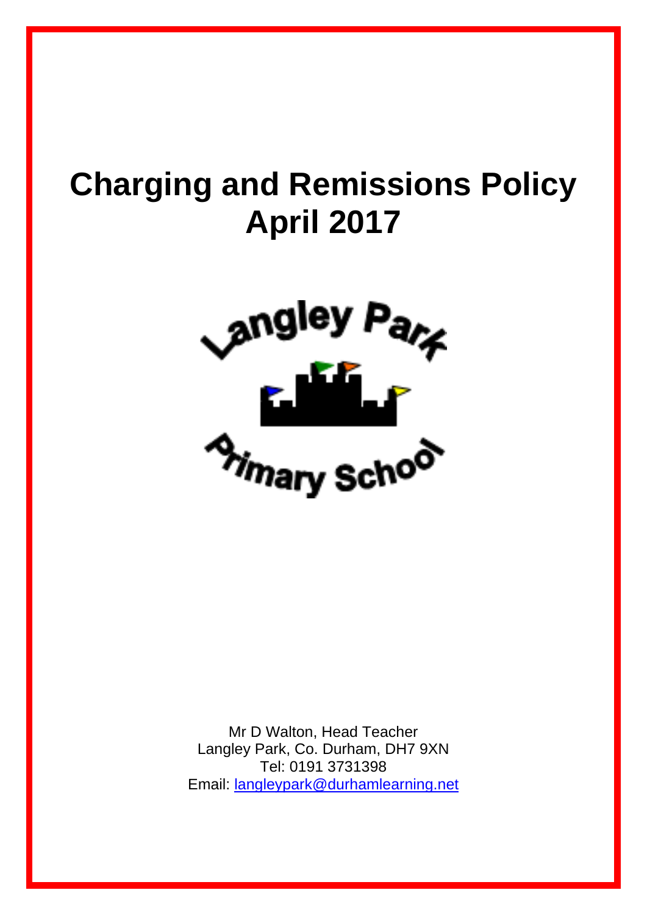# Charging and Remissions Policy April 2017

Langley Park Primary School

Mr D Walton, Head Teacher
Langley Park, Co. Durham, DH7 9XN
Tel: 0191 3731398
Email: langleypark@durhamlearning.net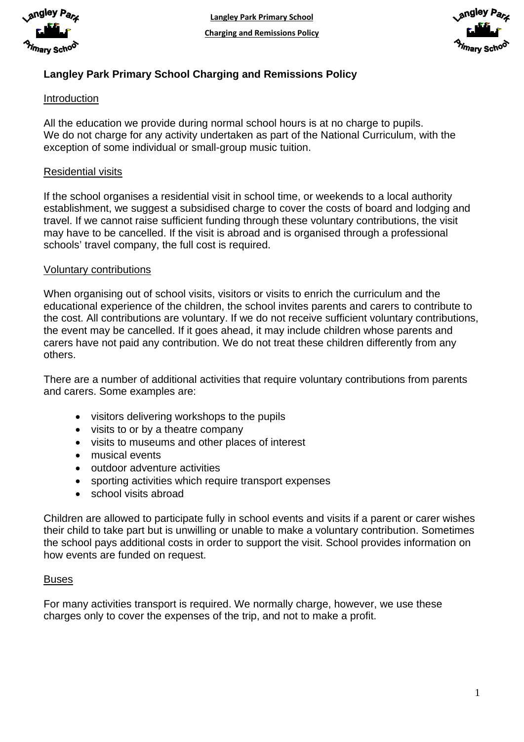# Langley Park Primary School Charging and Remissions Policy

## Introduction

All the education we provide during normal school hours is at no charge to pupils.
We do not charge for any activity undertaken as part of the National Curriculum, with the exception of some individual or small-group music tuition.

## Residential visits

If the school organises a residential visit in school time, or weekends to a local authority establishment, we suggest a subsidised charge to cover the costs of board and lodging and travel. If we cannot raise sufficient funding through these voluntary contributions, the visit may have to be cancelled. If the visit is abroad and is organised through a professional schools' travel company, the full cost is required.

## Voluntary contributions

When organising out of school visits, visitors or visits to enrich the curriculum and the educational experience of the children, the school invites parents and carers to contribute to the cost. All contributions are voluntary. If we do not receive sufficient voluntary contributions, the event may be cancelled. If it goes ahead, it may include children whose parents and carers have not paid any contribution. We do not treat these children differently from any others.

There are a number of additional activities that require voluntary contributions from parents and carers. Some examples are:

- visitors delivering workshops to the pupils
- visits to or by a theatre company
- visits to museums and other places of interest
- musical events
- outdoor adventure activities
- sporting activities which require transport expenses
- school visits abroad

Children are allowed to participate fully in school events and visits if a parent or carer wishes their child to take part but is unwilling or unable to make a voluntary contribution. Sometimes the school pays additional costs in order to support the visit. School provides information on how events are funded on request.

## Buses

For many activities transport is required. We normally charge, however, we use these charges only to cover the expenses of the trip, and not to make a profit.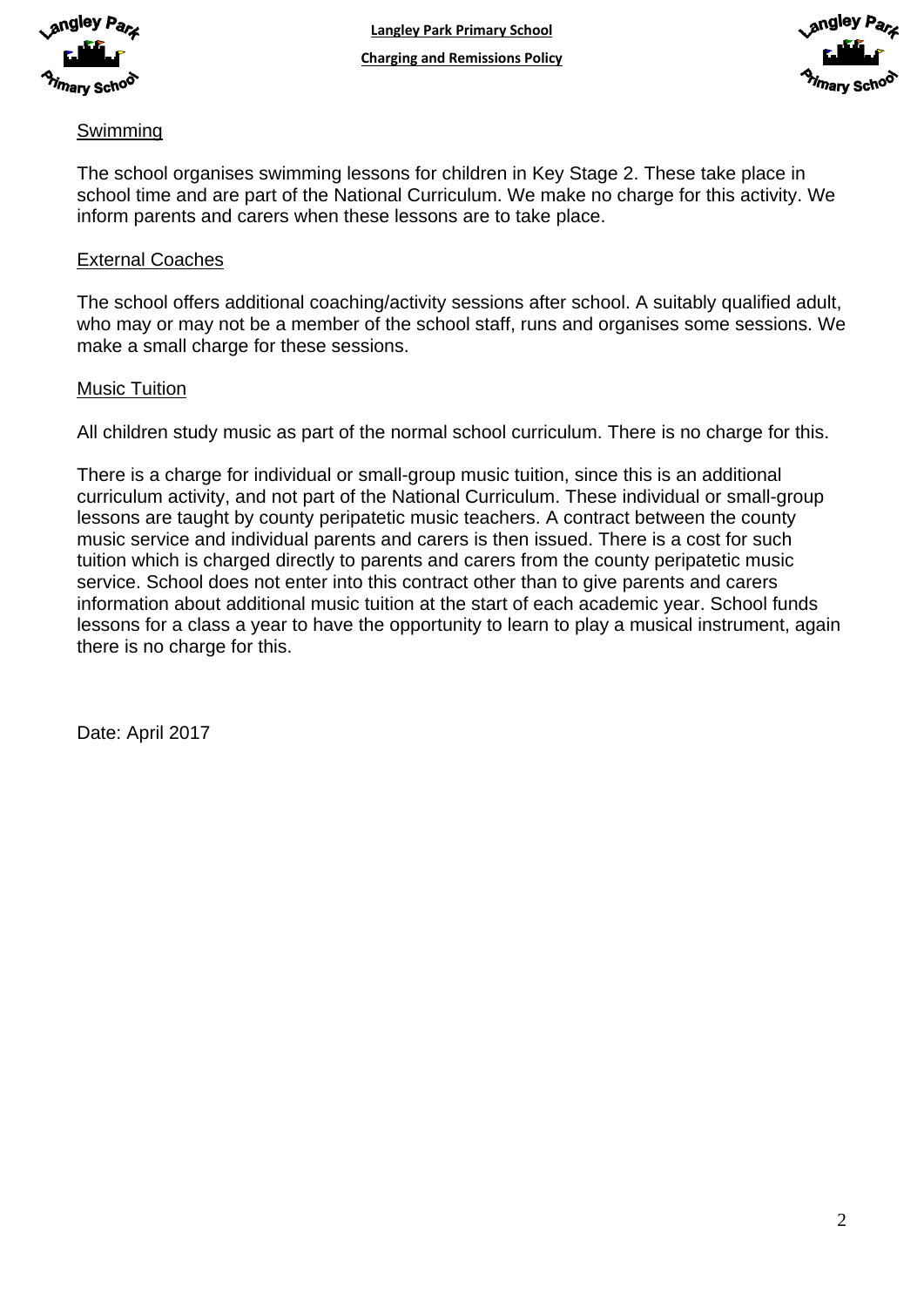Swimming

The school organises swimming lessons for children in Key Stage 2. These take place in school time and are part of the National Curriculum. We make no charge for this activity. We inform parents and carers when these lessons are to take place.

External Coaches

The school offers additional coaching/activity sessions after school. A suitably qualified adult, who may or may not be a member of the school staff, runs and organises some sessions. We make a small charge for these sessions.

Music Tuition

All children study music as part of the normal school curriculum. There is no charge for this.

There is a charge for individual or small-group music tuition, since this is an additional curriculum activity, and not part of the National Curriculum. These individual or small-group lessons are taught by county peripatetic music teachers. A contract between the county music service and individual parents and carers is then issued. There is a cost for such tuition which is charged directly to parents and carers from the county peripatetic music service. School does not enter into this contract other than to give parents and carers information about additional music tuition at the start of each academic year. School funds lessons for a class a year to have the opportunity to learn to play a musical instrument, again there is no charge for this.

Date: April 2017